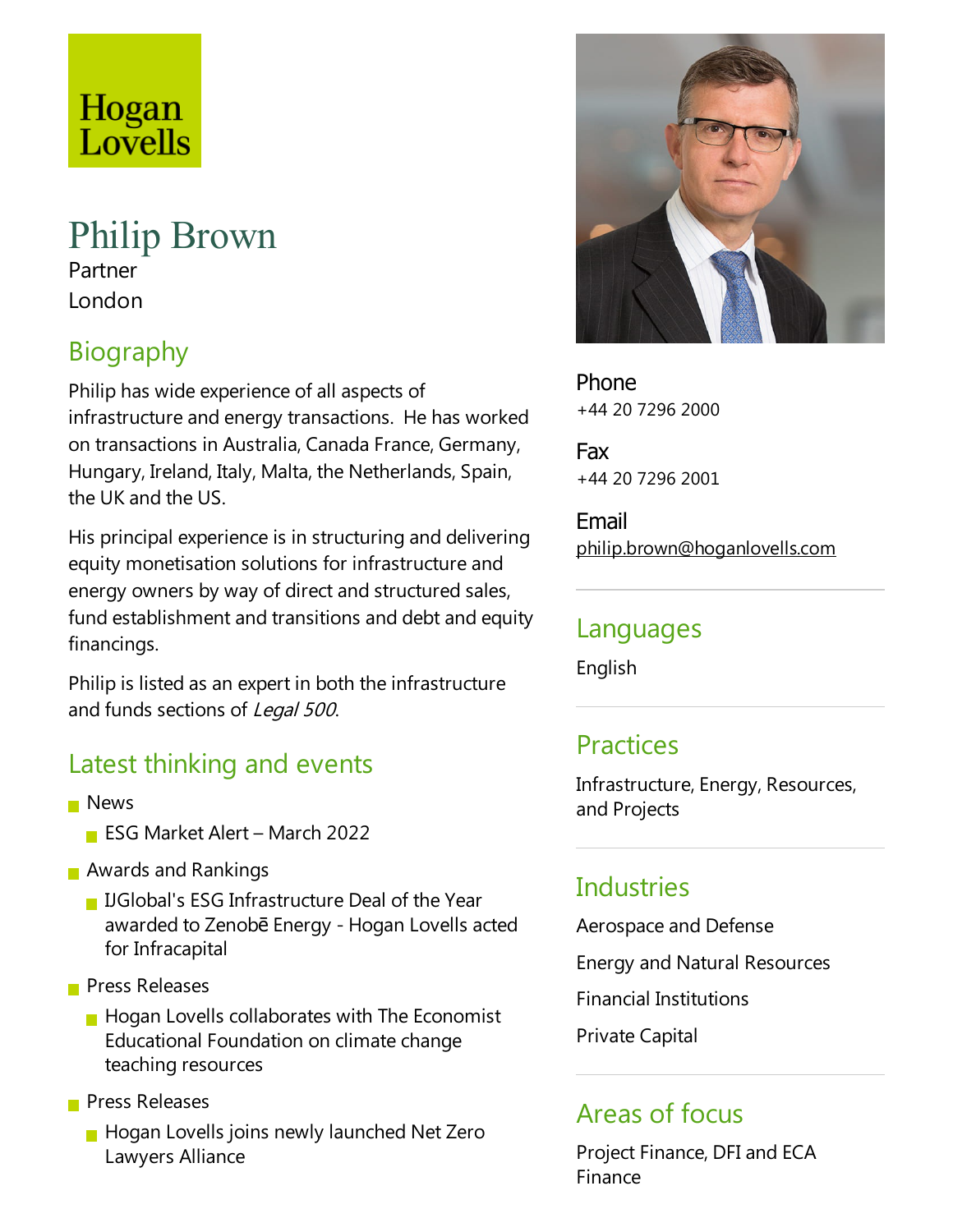Hogan Lovells

# Philip Brown

Partner

London

## Biography

Philip has wide experience of all aspects of infrastructure and energy transactions.  He has worked on transactions in Australia, Canada France, Germany, Hungary, Ireland, Italy, Malta, the Netherlands, Spain, the UK and the US.

His principal experience is in structuring and delivering equity monetisation solutions for infrastructure and energy owners by way of direct and structured sales, fund establishment and transitions and debt and equity financings.

Philip is listed as an expert in both the infrastructure and funds sections of *Legal 500*.

## Latest thinking and events

- News
  - ESG Market Alert – March 2022
- Awards and Rankings
  - IJGlobal's ESG Infrastructure Deal of the Year awarded to Zenobē Energy - Hogan Lovells acted for Infracapital
- Press Releases
  - Hogan Lovells collaborates with The Economist Educational Foundation on climate change teaching resources
- Press Releases
  - Hogan Lovells joins newly launched Net Zero Lawyers Alliance

**Phone**
+44 20 7296 2000

**Fax**
+44 20 7296 2001

**Email**
philip.brown@hoganlovells.com

## Languages

English

## Practices

Infrastructure, Energy, Resources, and Projects

## Industries

Aerospace and Defense

Energy and Natural Resources

Financial Institutions

Private Capital

## Areas of focus

Project Finance, DFI and ECA Finance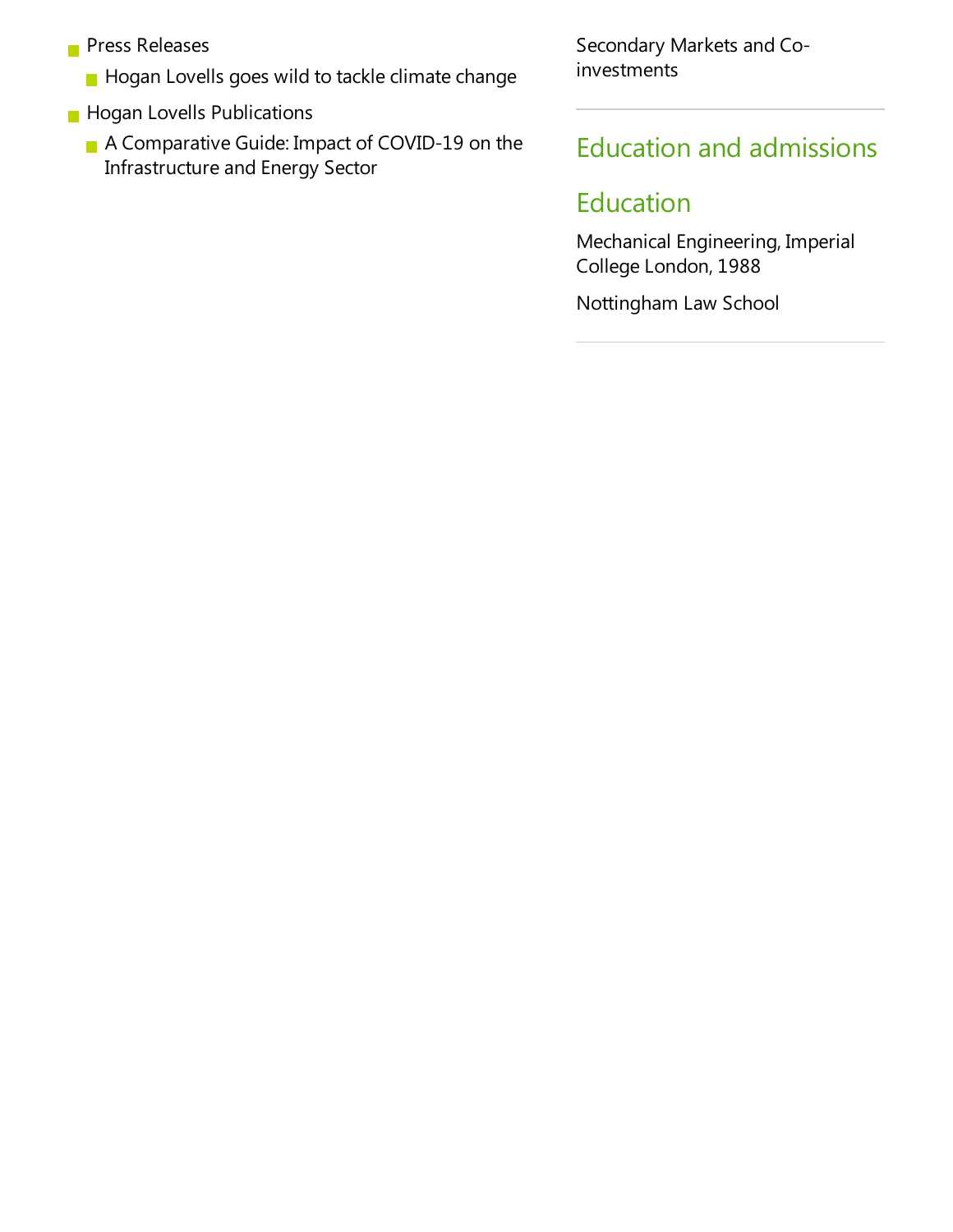- Press Releases
  - Hogan Lovells goes wild to tackle climate change
- Hogan Lovells Publications
  - A Comparative Guide: Impact of COVID-19 on the Infrastructure and Energy Sector

Secondary Markets and Co-investments

## Education and admissions

## Education

Mechanical Engineering, Imperial College London, 1988

Nottingham Law School